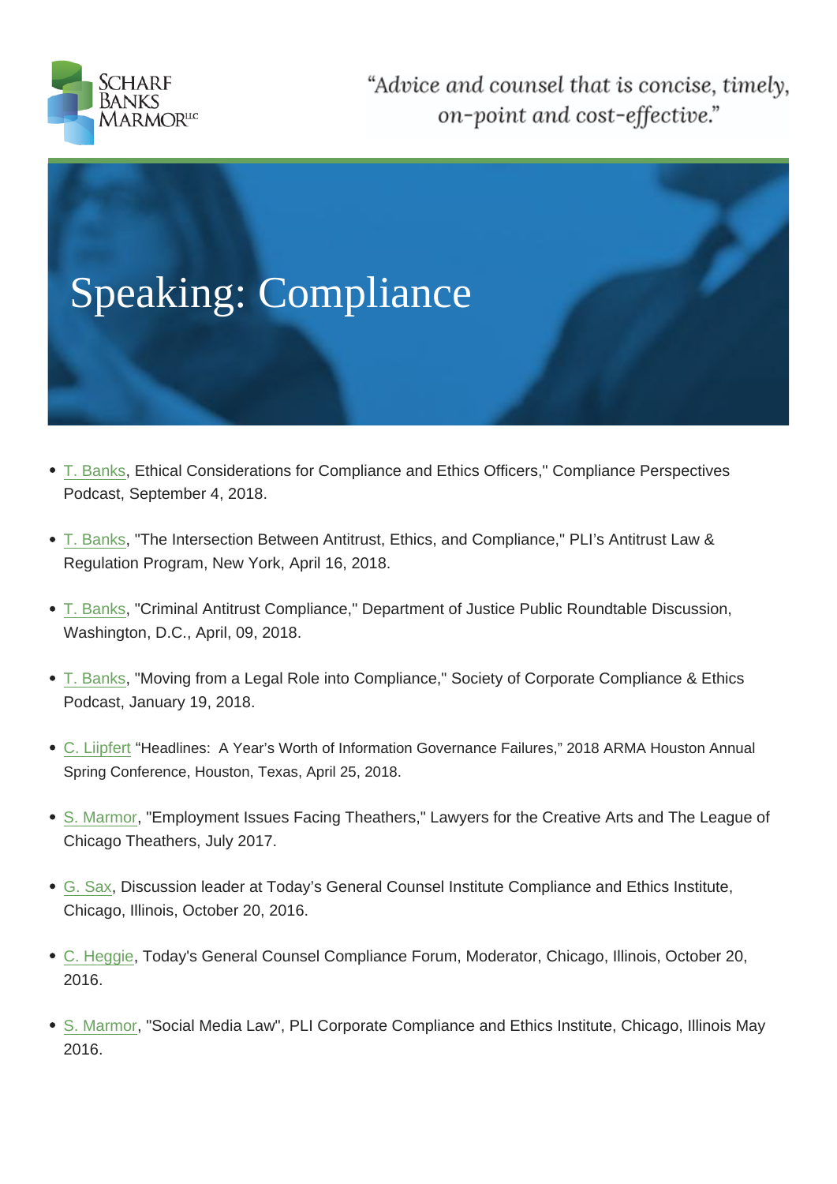SCHARF BANKS MARMOR LLC

"Advice and counsel that is concise, timely, on-point and cost-effective."

# Speaking: Compliance

- T. Banks, Ethical Considerations for Compliance and Ethics Officers," Compliance Perspectives Podcast, September 4, 2018.
- T. Banks, "The Intersection Between Antitrust, Ethics, and Compliance," PLI's Antitrust Law & Regulation Program, New York, April 16, 2018.
- T. Banks, "Criminal Antitrust Compliance," Department of Justice Public Roundtable Discussion, Washington, D.C., April, 09, 2018.
- T. Banks, "Moving from a Legal Role into Compliance," Society of Corporate Compliance & Ethics Podcast, January 19, 2018.
- C. Liipfert "Headlines: A Year's Worth of Information Governance Failures," 2018 ARMA Houston Annual Spring Conference, Houston, Texas, April 25, 2018.
- S. Marmor, "Employment Issues Facing Theathers," Lawyers for the Creative Arts and The League of Chicago Theathers, July 2017.
- G. Sax, Discussion leader at Today's General Counsel Institute Compliance and Ethics Institute, Chicago, Illinois, October 20, 2016.
- C. Heggie, Today's General Counsel Compliance Forum, Moderator, Chicago, Illinois, October 20, 2016.
- S. Marmor, "Social Media Law", PLI Corporate Compliance and Ethics Institute, Chicago, Illinois May 2016.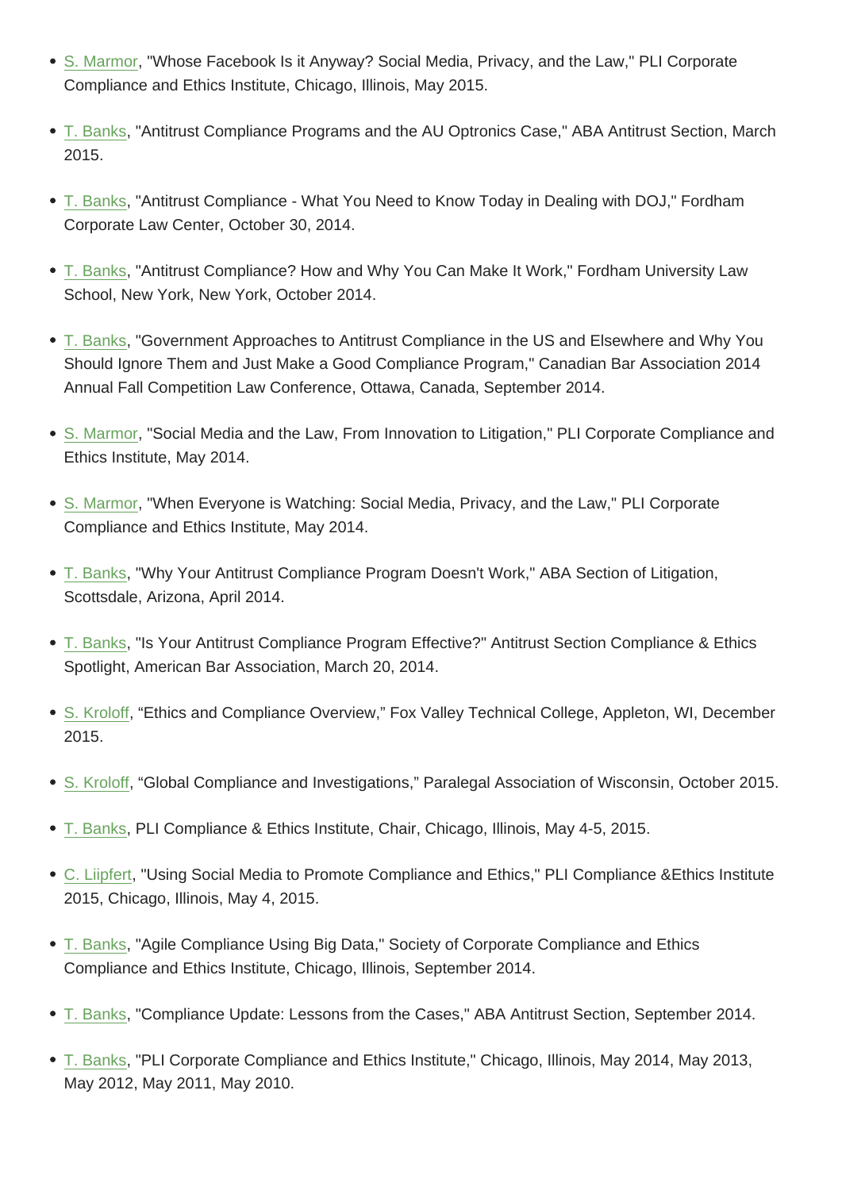- S. Marmor, "Whose Facebook Is it Anyway? Social Media, Privacy, and the Law," PLI Corporate Compliance and Ethics Institute, Chicago, Illinois, May 2015.
- T. Banks, "Antitrust Compliance Programs and the AU Optronics Case," ABA Antitrust Section, March 2015.
- T. Banks, "Antitrust Compliance - What You Need to Know Today in Dealing with DOJ," Fordham Corporate Law Center, October 30, 2014.
- T. Banks, "Antitrust Compliance? How and Why You Can Make It Work," Fordham University Law School, New York, New York, October 2014.
- T. Banks, "Government Approaches to Antitrust Compliance in the US and Elsewhere and Why You Should Ignore Them and Just Make a Good Compliance Program," Canadian Bar Association 2014 Annual Fall Competition Law Conference, Ottawa, Canada, September 2014.
- S. Marmor, "Social Media and the Law, From Innovation to Litigation," PLI Corporate Compliance and Ethics Institute, May 2014.
- S. Marmor, "When Everyone is Watching: Social Media, Privacy, and the Law," PLI Corporate Compliance and Ethics Institute, May 2014.
- T. Banks, "Why Your Antitrust Compliance Program Doesn't Work," ABA Section of Litigation, Scottsdale, Arizona, April 2014.
- T. Banks, "Is Your Antitrust Compliance Program Effective?" Antitrust Section Compliance & Ethics Spotlight, American Bar Association, March 20, 2014.
- S. Kroloff, "Ethics and Compliance Overview," Fox Valley Technical College, Appleton, WI, December 2015.
- S. Kroloff, "Global Compliance and Investigations," Paralegal Association of Wisconsin, October 2015.
- T. Banks, PLI Compliance & Ethics Institute, Chair, Chicago, Illinois, May 4-5, 2015.
- C. Liipfert, "Using Social Media to Promote Compliance and Ethics," PLI Compliance &Ethics Institute 2015, Chicago, Illinois, May 4, 2015.
- T. Banks, "Agile Compliance Using Big Data," Society of Corporate Compliance and Ethics Compliance and Ethics Institute, Chicago, Illinois, September 2014.
- T. Banks, "Compliance Update: Lessons from the Cases," ABA Antitrust Section, September 2014.
- T. Banks, "PLI Corporate Compliance and Ethics Institute," Chicago, Illinois, May 2014, May 2013, May 2012, May 2011, May 2010.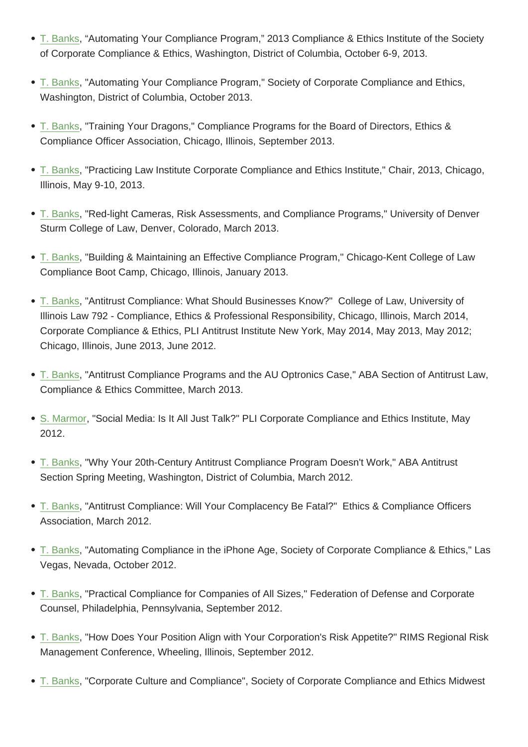- T. Banks, “Automating Your Compliance Program,” 2013 Compliance & Ethics Institute of the Society of Corporate Compliance & Ethics, Washington, District of Columbia, October 6-9, 2013.
- T. Banks, "Automating Your Compliance Program," Society of Corporate Compliance and Ethics, Washington, District of Columbia, October 2013.
- T. Banks, "Training Your Dragons," Compliance Programs for the Board of Directors, Ethics & Compliance Officer Association, Chicago, Illinois, September 2013.
- T. Banks, "Practicing Law Institute Corporate Compliance and Ethics Institute," Chair, 2013, Chicago, Illinois, May 9-10, 2013.
- T. Banks, "Red-light Cameras, Risk Assessments, and Compliance Programs," University of Denver Sturm College of Law, Denver, Colorado, March 2013.
- T. Banks, "Building & Maintaining an Effective Compliance Program," Chicago-Kent College of Law Compliance Boot Camp, Chicago, Illinois, January 2013.
- T. Banks, "Antitrust Compliance: What Should Businesses Know?" College of Law, University of Illinois Law 792 - Compliance, Ethics & Professional Responsibility, Chicago, Illinois, March 2014, Corporate Compliance & Ethics, PLI Antitrust Institute New York, May 2014, May 2013, May 2012; Chicago, Illinois, June 2013, June 2012.
- T. Banks, "Antitrust Compliance Programs and the AU Optronics Case," ABA Section of Antitrust Law, Compliance & Ethics Committee, March 2013.
- S. Marmor, "Social Media: Is It All Just Talk?" PLI Corporate Compliance and Ethics Institute, May 2012.
- T. Banks, "Why Your 20th-Century Antitrust Compliance Program Doesn't Work," ABA Antitrust Section Spring Meeting, Washington, District of Columbia, March 2012.
- T. Banks, "Antitrust Compliance: Will Your Complacency Be Fatal?" Ethics & Compliance Officers Association, March 2012.
- T. Banks, "Automating Compliance in the iPhone Age, Society of Corporate Compliance & Ethics," Las Vegas, Nevada, October 2012.
- T. Banks, "Practical Compliance for Companies of All Sizes," Federation of Defense and Corporate Counsel, Philadelphia, Pennsylvania, September 2012.
- T. Banks, "How Does Your Position Align with Your Corporation's Risk Appetite?" RIMS Regional Risk Management Conference, Wheeling, Illinois, September 2012.
- T. Banks, "Corporate Culture and Compliance", Society of Corporate Compliance and Ethics Midwest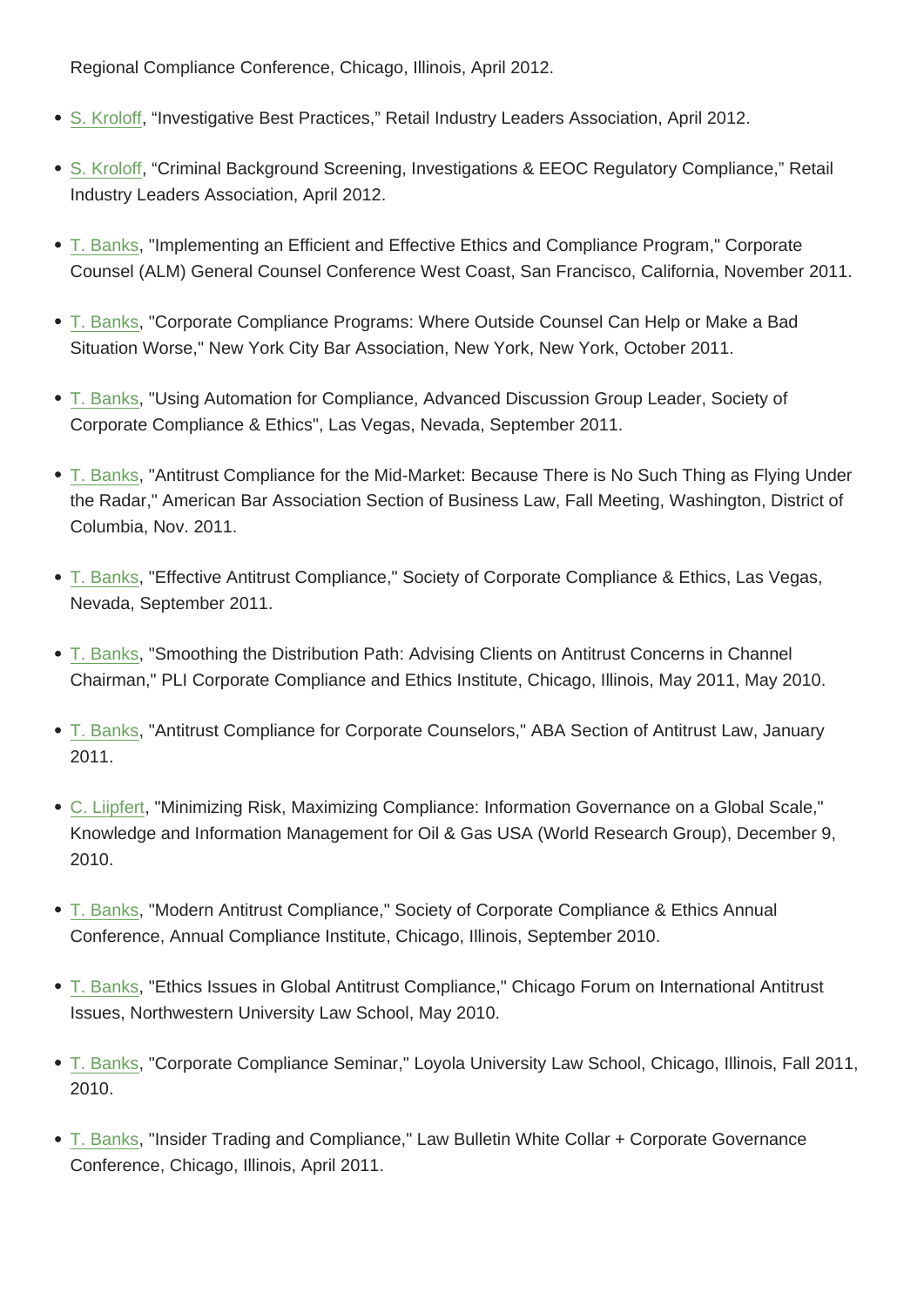Regional Compliance Conference, Chicago, Illinois, April 2012.

- S. Kroloff, “Investigative Best Practices,” Retail Industry Leaders Association, April 2012.
- S. Kroloff, “Criminal Background Screening, Investigations & EEOC Regulatory Compliance,” Retail Industry Leaders Association, April 2012.
- T. Banks, "Implementing an Efficient and Effective Ethics and Compliance Program," Corporate Counsel (ALM) General Counsel Conference West Coast, San Francisco, California, November 2011.
- T. Banks, "Corporate Compliance Programs: Where Outside Counsel Can Help or Make a Bad Situation Worse," New York City Bar Association, New York, New York, October 2011.
- T. Banks, "Using Automation for Compliance, Advanced Discussion Group Leader, Society of Corporate Compliance & Ethics", Las Vegas, Nevada, September 2011.
- T. Banks, "Antitrust Compliance for the Mid-Market: Because There is No Such Thing as Flying Under the Radar," American Bar Association Section of Business Law, Fall Meeting, Washington, District of Columbia, Nov. 2011.
- T. Banks, "Effective Antitrust Compliance," Society of Corporate Compliance & Ethics, Las Vegas, Nevada, September 2011.
- T. Banks, "Smoothing the Distribution Path: Advising Clients on Antitrust Concerns in Channel Chairman," PLI Corporate Compliance and Ethics Institute, Chicago, Illinois, May 2011, May 2010.
- T. Banks, "Antitrust Compliance for Corporate Counselors," ABA Section of Antitrust Law, January 2011.
- C. Liipfert, "Minimizing Risk, Maximizing Compliance: Information Governance on a Global Scale," Knowledge and Information Management for Oil & Gas USA (World Research Group), December 9, 2010.
- T. Banks, "Modern Antitrust Compliance," Society of Corporate Compliance & Ethics Annual Conference, Annual Compliance Institute, Chicago, Illinois, September 2010.
- T. Banks, "Ethics Issues in Global Antitrust Compliance," Chicago Forum on International Antitrust Issues, Northwestern University Law School, May 2010.
- T. Banks, "Corporate Compliance Seminar," Loyola University Law School, Chicago, Illinois, Fall 2011, 2010.
- T. Banks, "Insider Trading and Compliance," Law Bulletin White Collar + Corporate Governance Conference, Chicago, Illinois, April 2011.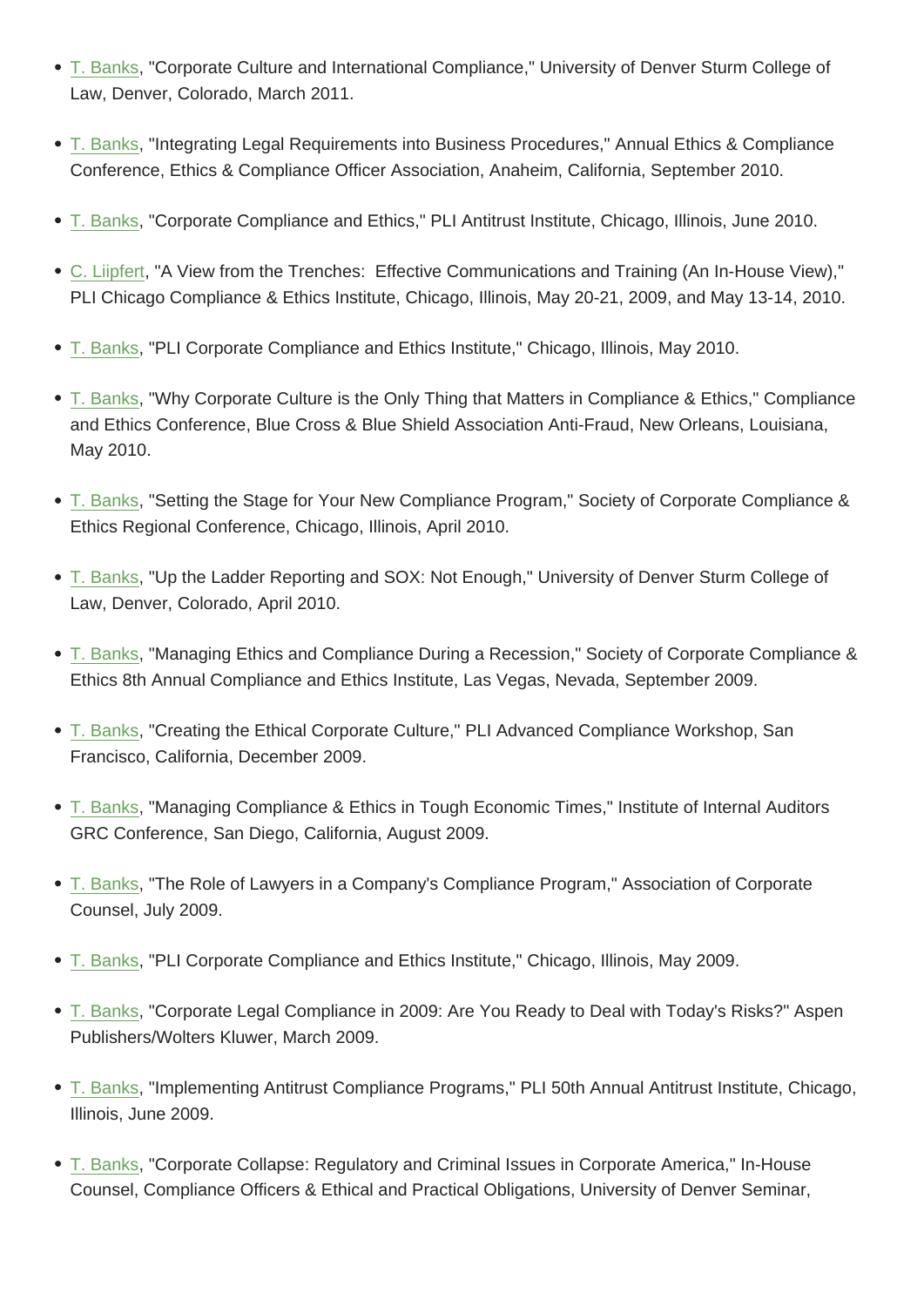- T. Banks, "Corporate Culture and International Compliance," University of Denver Sturm College of Law, Denver, Colorado, March 2011.
- T. Banks, "Integrating Legal Requirements into Business Procedures," Annual Ethics & Compliance Conference, Ethics & Compliance Officer Association, Anaheim, California, September 2010.
- T. Banks, "Corporate Compliance and Ethics," PLI Antitrust Institute, Chicago, Illinois, June 2010.
- C. Liipfert, "A View from the Trenches: Effective Communications and Training (An In-House View)," PLI Chicago Compliance & Ethics Institute, Chicago, Illinois, May 20-21, 2009, and May 13-14, 2010.
- T. Banks, "PLI Corporate Compliance and Ethics Institute," Chicago, Illinois, May 2010.
- T. Banks, "Why Corporate Culture is the Only Thing that Matters in Compliance & Ethics," Compliance and Ethics Conference, Blue Cross & Blue Shield Association Anti-Fraud, New Orleans, Louisiana, May 2010.
- T. Banks, "Setting the Stage for Your New Compliance Program," Society of Corporate Compliance & Ethics Regional Conference, Chicago, Illinois, April 2010.
- T. Banks, "Up the Ladder Reporting and SOX: Not Enough," University of Denver Sturm College of Law, Denver, Colorado, April 2010.
- T. Banks, "Managing Ethics and Compliance During a Recession," Society of Corporate Compliance & Ethics 8th Annual Compliance and Ethics Institute, Las Vegas, Nevada, September 2009.
- T. Banks, "Creating the Ethical Corporate Culture," PLI Advanced Compliance Workshop, San Francisco, California, December 2009.
- T. Banks, "Managing Compliance & Ethics in Tough Economic Times," Institute of Internal Auditors GRC Conference, San Diego, California, August 2009.
- T. Banks, "The Role of Lawyers in a Company's Compliance Program," Association of Corporate Counsel, July 2009.
- T. Banks, "PLI Corporate Compliance and Ethics Institute," Chicago, Illinois, May 2009.
- T. Banks, "Corporate Legal Compliance in 2009: Are You Ready to Deal with Today's Risks?" Aspen Publishers/Wolters Kluwer, March 2009.
- T. Banks, "Implementing Antitrust Compliance Programs," PLI 50th Annual Antitrust Institute, Chicago, Illinois, June 2009.
- T. Banks, "Corporate Collapse: Regulatory and Criminal Issues in Corporate America," In-House Counsel, Compliance Officers & Ethical and Practical Obligations, University of Denver Seminar,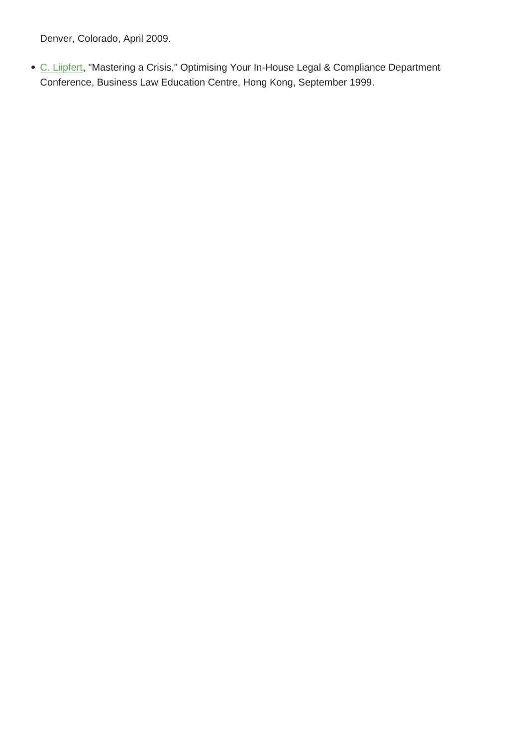Denver, Colorado, April 2009.

- C. Liipfert, "Mastering a Crisis," Optimising Your In-House Legal & Compliance Department Conference, Business Law Education Centre, Hong Kong, September 1999.